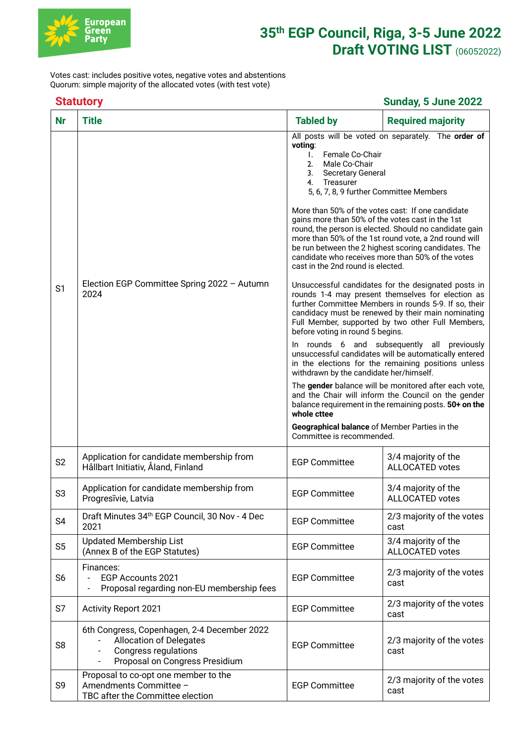# 35th EGP Council, Riga, 3-5 June 2022
## Draft VOTING LIST (06052022)

Votes cast: includes positive votes, negative votes and abstentions
Quorum: simple majority of the allocated votes (with test vote)

### Statutory — Sunday, 5 June 2022

| Nr | Title | Tabled by | Required majority |
|---|---|---|---|
| S1 | Election EGP Committee Spring 2022 – Autumn 2024 | All posts will be voted on separately. The **order of voting**: 1. Female Co-Chair 2. Male Co-Chair 3. Secretary General 4. Treasurer 5, 6, 7, 8, 9 further Committee Members<br><br>More than 50% of the votes cast: If one candidate gains more than 50% of the votes cast in the 1st round, the person is elected. Should no candidate gain more than 50% of the 1st round vote, a 2nd round will be run between the 2 highest scoring candidates. The candidate who receives more than 50% of the votes cast in the 2nd round is elected.<br><br>Unsuccessful candidates for the designated posts in rounds 1-4 may present themselves for election as further Committee Members in rounds 5-9. If so, their candidacy must be renewed by their main nominating Full Member, supported by two other Full Members, before voting in round 5 begins.<br><br>In rounds 6 and subsequently all previously unsuccessful candidates will be automatically entered in the elections for the remaining positions unless withdrawn by the candidate her/himself.<br><br>The **gender** balance will be monitored after each vote, and the Chair will inform the Council on the gender balance requirement in the remaining posts. **50+ on the whole cttee**<br><br>**Geographical balance** of Member Parties in the Committee is recommended. | |
| S2 | Application for candidate membership from Hållbart Initiativ, Åland, Finland | EGP Committee | 3/4 majority of the ALLOCATED votes |
| S3 | Application for candidate membership from Progresīvie, Latvia | EGP Committee | 3/4 majority of the ALLOCATED votes |
| S4 | Draft Minutes 34th EGP Council, 30 Nov - 4 Dec 2021 | EGP Committee | 2/3 majority of the votes cast |
| S5 | Updated Membership List (Annex B of the EGP Statutes) | EGP Committee | 3/4 majority of the ALLOCATED votes |
| S6 | Finances:<br>- EGP Accounts 2021<br>- Proposal regarding non-EU membership fees | EGP Committee | 2/3 majority of the votes cast |
| S7 | Activity Report 2021 | EGP Committee | 2/3 majority of the votes cast |
| S8 | 6th Congress, Copenhagen, 2-4 December 2022<br>- Allocation of Delegates<br>- Congress regulations<br>- Proposal on Congress Presidium | EGP Committee | 2/3 majority of the votes cast |
| S9 | Proposal to co-opt one member to the Amendments Committee – TBC after the Committee election | EGP Committee | 2/3 majority of the votes cast |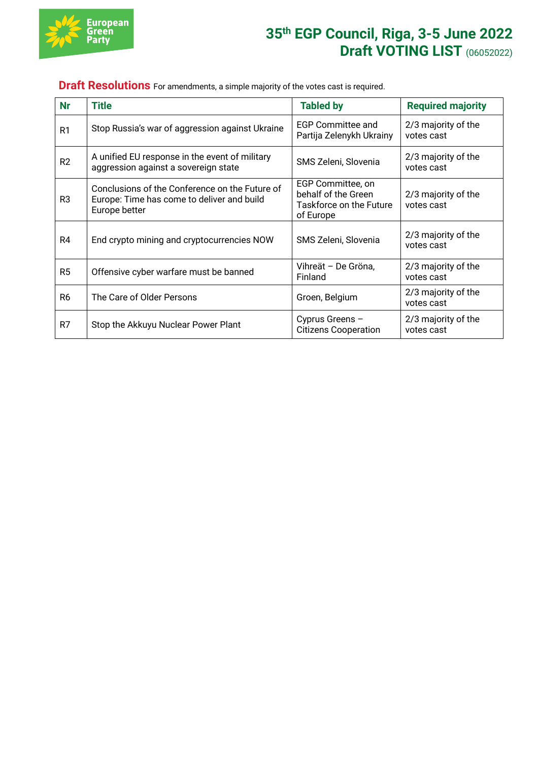# 35th EGP Council, Riga, 3-5 June 2022
## Draft VOTING LIST (06052022)

**Draft Resolutions** For amendments, a simple majority of the votes cast is required.

| Nr | Title | Tabled by | Required majority |
|---|---|---|---|
| R1 | Stop Russia's war of aggression against Ukraine | EGP Committee and Partija Zelenykh Ukrainy | 2/3 majority of the votes cast |
| R2 | A unified EU response in the event of military aggression against a sovereign state | SMS Zeleni, Slovenia | 2/3 majority of the votes cast |
| R3 | Conclusions of the Conference on the Future of Europe: Time has come to deliver and build Europe better | EGP Committee, on behalf of the Green Taskforce on the Future of Europe | 2/3 majority of the votes cast |
| R4 | End crypto mining and cryptocurrencies NOW | SMS Zeleni, Slovenia | 2/3 majority of the votes cast |
| R5 | Offensive cyber warfare must be banned | Vihreät – De Gröna, Finland | 2/3 majority of the votes cast |
| R6 | The Care of Older Persons | Groen, Belgium | 2/3 majority of the votes cast |
| R7 | Stop the Akkuyu Nuclear Power Plant | Cyprus Greens – Citizens Cooperation | 2/3 majority of the votes cast |